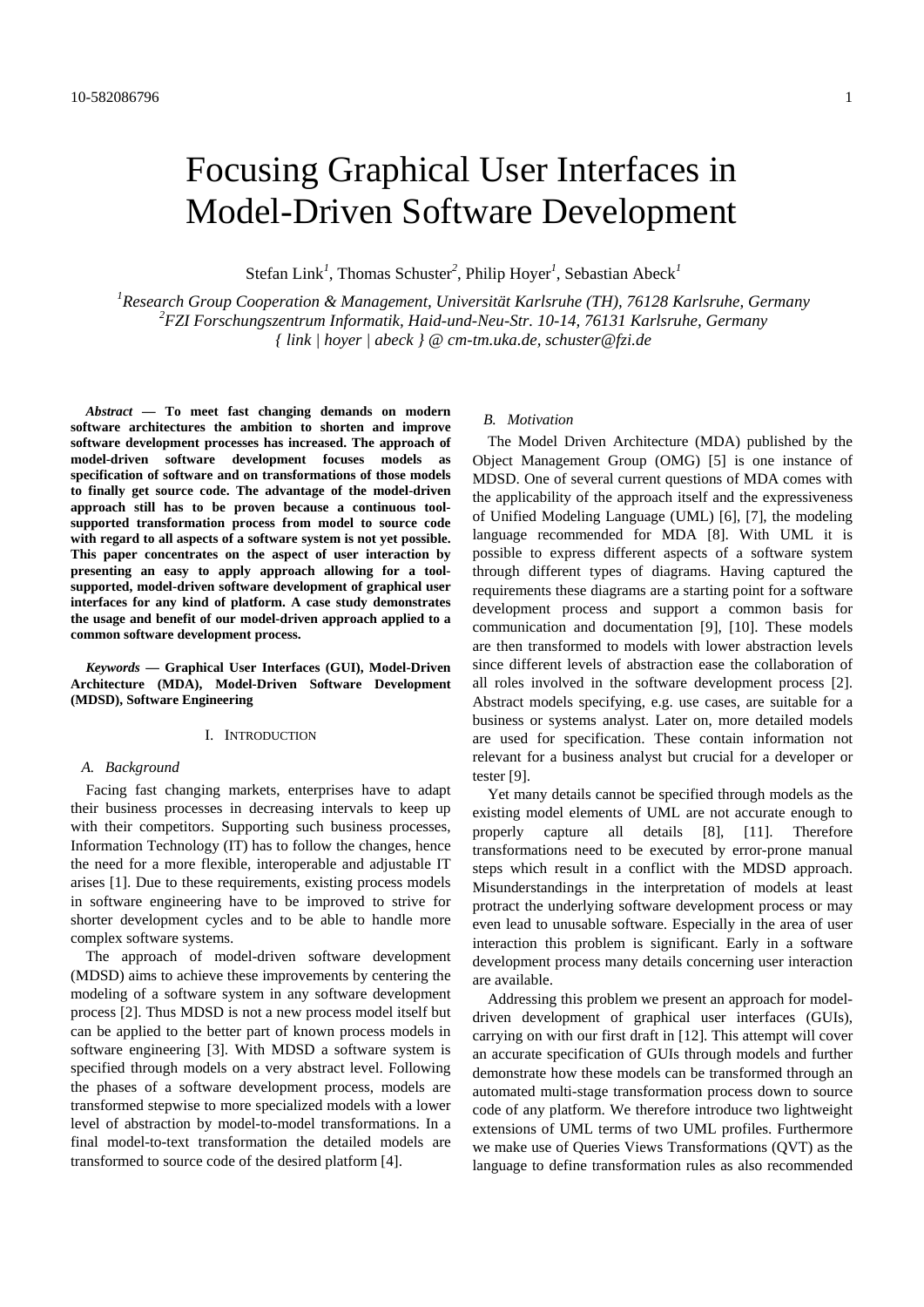# Focusing Graphical User Interfaces in Model-Driven Software Development

Stefan Link[1], Thomas Schuster[2], Philip Hoyer[1], Sebastian Abeck[1]

[1]*Research Group Cooperation & Management, Universität Karlsruhe (TH), 76128 Karlsruhe, Germany*
[2]*FZI Forschungszentrum Informatik, Haid-und-Neu-Str. 10-14, 76131 Karlsruhe, Germany*
*{ link | hoyer | abeck } @ cm-tm.uka.de, schuster@fzi.de*

***Abstract* — To meet fast changing demands on modern software architectures the ambition to shorten and improve software development processes has increased. The approach of model-driven software development focuses models as specification of software and on transformations of those models to finally get source code. The advantage of the model-driven approach still has to be proven because a continuous tool-supported transformation process from model to source code with regard to all aspects of a software system is not yet possible. This paper concentrates on the aspect of user interaction by presenting an easy to apply approach allowing for a tool-supported, model-driven software development of graphical user interfaces for any kind of platform. A case study demonstrates the usage and benefit of our model-driven approach applied to a common software development process.**

***Keywords* — Graphical User Interfaces (GUI), Model-Driven Architecture (MDA), Model-Driven Software Development (MDSD), Software Engineering**

## I. Introduction

### *A. Background*

Facing fast changing markets, enterprises have to adapt their business processes in decreasing intervals to keep up with their competitors. Supporting such business processes, Information Technology (IT) has to follow the changes, hence the need for a more flexible, interoperable and adjustable IT arises [1]. Due to these requirements, existing process models in software engineering have to be improved to strive for shorter development cycles and to be able to handle more complex software systems.

The approach of model-driven software development (MDSD) aims to achieve these improvements by centering the modeling of a software system in any software development process [2]. Thus MDSD is not a new process model itself but can be applied to the better part of known process models in software engineering [3]. With MDSD a software system is specified through models on a very abstract level. Following the phases of a software development process, models are transformed stepwise to more specialized models with a lower level of abstraction by model-to-model transformations. In a final model-to-text transformation the detailed models are transformed to source code of the desired platform [4].

### *B. Motivation*

The Model Driven Architecture (MDA) published by the Object Management Group (OMG) [5] is one instance of MDSD. One of several current questions of MDA comes with the applicability of the approach itself and the expressiveness of Unified Modeling Language (UML) [6], [7], the modeling language recommended for MDA [8]. With UML it is possible to express different aspects of a software system through different types of diagrams. Having captured the requirements these diagrams are a starting point for a software development process and support a common basis for communication and documentation [9], [10]. These models are then transformed to models with lower abstraction levels since different levels of abstraction ease the collaboration of all roles involved in the software development process [2]. Abstract models specifying, e.g. use cases, are suitable for a business or systems analyst. Later on, more detailed models are used for specification. These contain information not relevant for a business analyst but crucial for a developer or tester [9].

Yet many details cannot be specified through models as the existing model elements of UML are not accurate enough to properly capture all details [8], [11]. Therefore transformations need to be executed by error-prone manual steps which result in a conflict with the MDSD approach. Misunderstandings in the interpretation of models at least protract the underlying software development process or may even lead to unusable software. Especially in the area of user interaction this problem is significant. Early in a software development process many details concerning user interaction are available.

Addressing this problem we present an approach for model-driven development of graphical user interfaces (GUIs), carrying on with our first draft in [12]. This attempt will cover an accurate specification of GUIs through models and further demonstrate how these models can be transformed through an automated multi-stage transformation process down to source code of any platform. We therefore introduce two lightweight extensions of UML terms of two UML profiles. Furthermore we make use of Queries Views Transformations (QVT) as the language to define transformation rules as also recommended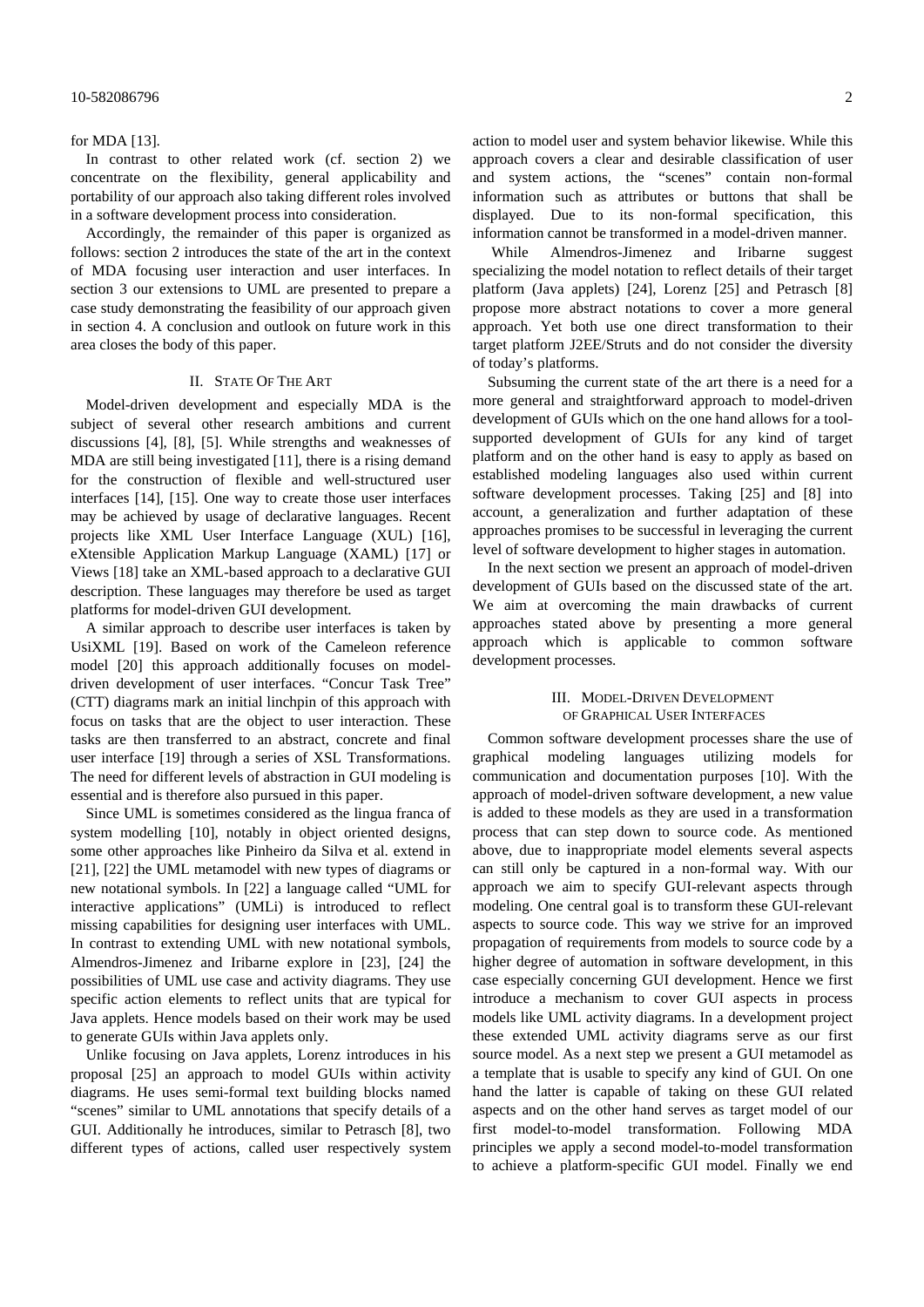for MDA [13].

In contrast to other related work (cf. section 2) we concentrate on the flexibility, general applicability and portability of our approach also taking different roles involved in a software development process into consideration.

Accordingly, the remainder of this paper is organized as follows: section 2 introduces the state of the art in the context of MDA focusing user interaction and user interfaces. In section 3 our extensions to UML are presented to prepare a case study demonstrating the feasibility of our approach given in section 4. A conclusion and outlook on future work in this area closes the body of this paper.

## II. State Of The Art

Model-driven development and especially MDA is the subject of several other research ambitions and current discussions [4], [8], [5]. While strengths and weaknesses of MDA are still being investigated [11], there is a rising demand for the construction of flexible and well-structured user interfaces [14], [15]. One way to create those user interfaces may be achieved by usage of declarative languages. Recent projects like XML User Interface Language (XUL) [16], eXtensible Application Markup Language (XAML) [17] or Views [18] take an XML-based approach to a declarative GUI description. These languages may therefore be used as target platforms for model-driven GUI development.

A similar approach to describe user interfaces is taken by UsiXML [19]. Based on work of the Cameleon reference model [20] this approach additionally focuses on model-driven development of user interfaces. "Concur Task Tree" (CTT) diagrams mark an initial linchpin of this approach with focus on tasks that are the object to user interaction. These tasks are then transferred to an abstract, concrete and final user interface [19] through a series of XSL Transformations. The need for different levels of abstraction in GUI modeling is essential and is therefore also pursued in this paper.

Since UML is sometimes considered as the lingua franca of system modelling [10], notably in object oriented designs, some other approaches like Pinheiro da Silva et al. extend in [21], [22] the UML metamodel with new types of diagrams or new notational symbols. In [22] a language called "UML for interactive applications" (UMLi) is introduced to reflect missing capabilities for designing user interfaces with UML. In contrast to extending UML with new notational symbols, Almendros-Jimenez and Iribarne explore in [23], [24] the possibilities of UML use case and activity diagrams. They use specific action elements to reflect units that are typical for Java applets. Hence models based on their work may be used to generate GUIs within Java applets only.

Unlike focusing on Java applets, Lorenz introduces in his proposal [25] an approach to model GUIs within activity diagrams. He uses semi-formal text building blocks named "scenes" similar to UML annotations that specify details of a GUI. Additionally he introduces, similar to Petrasch [8], two different types of actions, called user respectively system action to model user and system behavior likewise. While this approach covers a clear and desirable classification of user and system actions, the "scenes" contain non-formal information such as attributes or buttons that shall be displayed. Due to its non-formal specification, this information cannot be transformed in a model-driven manner.

While Almendros-Jimenez and Iribarne suggest specializing the model notation to reflect details of their target platform (Java applets) [24], Lorenz [25] and Petrasch [8] propose more abstract notations to cover a more general approach. Yet both use one direct transformation to their target platform J2EE/Struts and do not consider the diversity of today's platforms.

Subsuming the current state of the art there is a need for a more general and straightforward approach to model-driven development of GUIs which on the one hand allows for a tool-supported development of GUIs for any kind of target platform and on the other hand is easy to apply as based on established modeling languages also used within current software development processes. Taking [25] and [8] into account, a generalization and further adaptation of these approaches promises to be successful in leveraging the current level of software development to higher stages in automation.

In the next section we present an approach of model-driven development of GUIs based on the discussed state of the art. We aim at overcoming the main drawbacks of current approaches stated above by presenting a more general approach which is applicable to common software development processes.

## III. Model-Driven Development of Graphical User Interfaces

Common software development processes share the use of graphical modeling languages utilizing models for communication and documentation purposes [10]. With the approach of model-driven software development, a new value is added to these models as they are used in a transformation process that can step down to source code. As mentioned above, due to inappropriate model elements several aspects can still only be captured in a non-formal way. With our approach we aim to specify GUI-relevant aspects through modeling. One central goal is to transform these GUI-relevant aspects to source code. This way we strive for an improved propagation of requirements from models to source code by a higher degree of automation in software development, in this case especially concerning GUI development. Hence we first introduce a mechanism to cover GUI aspects in process models like UML activity diagrams. In a development project these extended UML activity diagrams serve as our first source model. As a next step we present a GUI metamodel as a template that is usable to specify any kind of GUI. On one hand the latter is capable of taking on these GUI related aspects and on the other hand serves as target model of our first model-to-model transformation. Following MDA principles we apply a second model-to-model transformation to achieve a platform-specific GUI model. Finally we end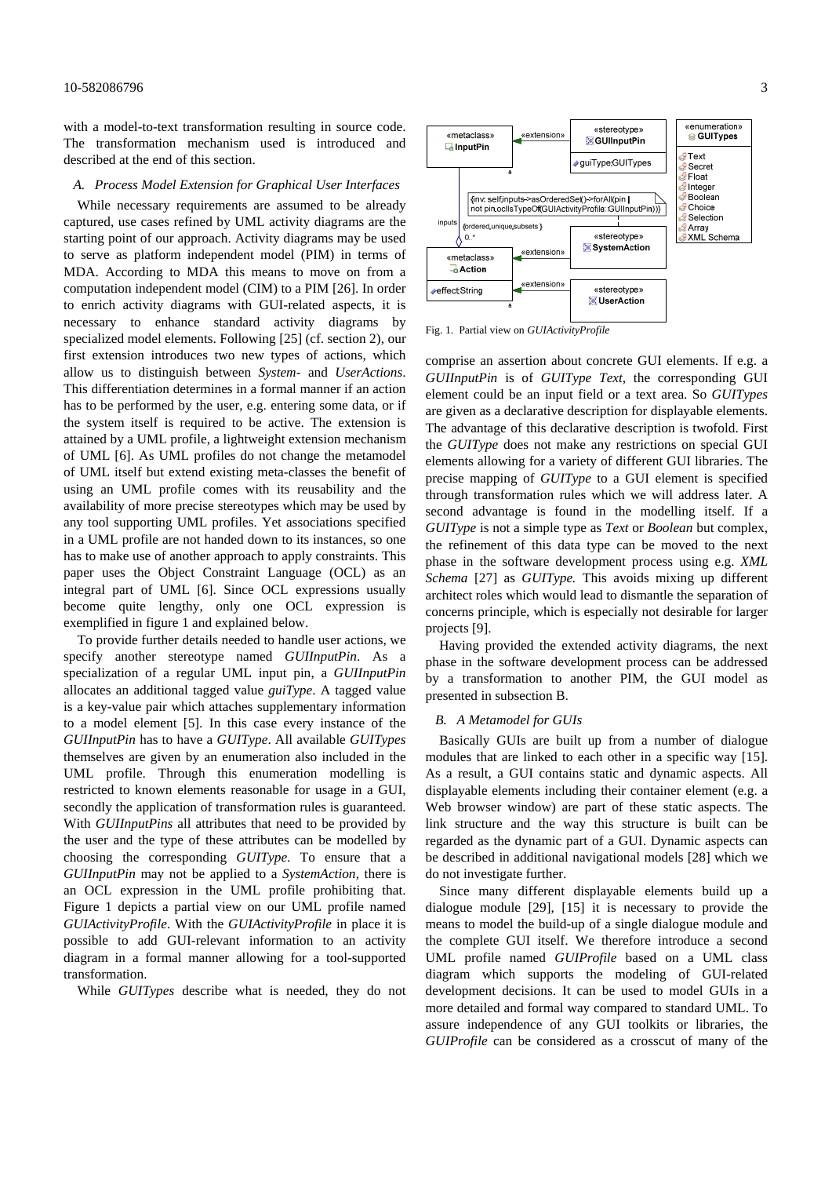with a model-to-text transformation resulting in source code. The transformation mechanism used is introduced and described at the end of this section.

### *A. Process Model Extension for Graphical User Interfaces*

While necessary requirements are assumed to be already captured, use cases refined by UML activity diagrams are the starting point of our approach. Activity diagrams may be used to serve as platform independent model (PIM) in terms of MDA. According to MDA this means to move on from a computation independent model (CIM) to a PIM [26]. In order to enrich activity diagrams with GUI-related aspects, it is necessary to enhance standard activity diagrams by specialized model elements. Following [25] (cf. section 2), our first extension introduces two new types of actions, which allow us to distinguish between *System-* and *UserActions*. This differentiation determines in a formal manner if an action has to be performed by the user, e.g. entering some data, or if the system itself is required to be active. The extension is attained by a UML profile, a lightweight extension mechanism of UML [6]. As UML profiles do not change the metamodel of UML itself but extend existing meta-classes the benefit of using an UML profile comes with its reusability and the availability of more precise stereotypes which may be used by any tool supporting UML profiles. Yet associations specified in a UML profile are not handed down to its instances, so one has to make use of another approach to apply constraints. This paper uses the Object Constraint Language (OCL) as an integral part of UML [6]. Since OCL expressions usually become quite lengthy, only one OCL expression is exemplified in figure 1 and explained below.

To provide further details needed to handle user actions, we specify another stereotype named *GUIInputPin*. As a specialization of a regular UML input pin, a *GUIInputPin* allocates an additional tagged value *guiType*. A tagged value is a key-value pair which attaches supplementary information to a model element [5]. In this case every instance of the *GUIInputPin* has to have a *GUIType*. All available *GUITypes* themselves are given by an enumeration also included in the UML profile. Through this enumeration modelling is restricted to known elements reasonable for usage in a GUI, secondly the application of transformation rules is guaranteed. With *GUIInputPins* all attributes that need to be provided by the user and the type of these attributes can be modelled by choosing the corresponding *GUIType*. To ensure that a *GUIInputPin* may not be applied to a *SystemAction*, there is an OCL expression in the UML profile prohibiting that. Figure 1 depicts a partial view on our UML profile named *GUIActivityProfile*. With the *GUIActivityProfile* in place it is possible to add GUI-relevant information to an activity diagram in a formal manner allowing for a tool-supported transformation.

While *GUITypes* describe what is needed, they do not comprise an assertion about concrete GUI elements. If e.g. a *GUIInputPin* is of *GUIType Text*, the corresponding GUI element could be an input field or a text area. So *GUITypes* are given as a declarative description for displayable elements. The advantage of this declarative description is twofold. First the *GUIType* does not make any restrictions on special GUI elements allowing for a variety of different GUI libraries. The precise mapping of *GUIType* to a GUI element is specified through transformation rules which we will address later. A second advantage is found in the modelling itself. If a *GUIType* is not a simple type as *Text* or *Boolean* but complex, the refinement of this data type can be moved to the next phase in the software development process using e.g. *XML Schema* [27] as *GUIType.* This avoids mixing up different architect roles which would lead to dismantle the separation of concerns principle, which is especially not desirable for larger projects [9].

Fig. 1. Partial view on *GUIActivityProfile*

Having provided the extended activity diagrams, the next phase in the software development process can be addressed by a transformation to another PIM, the GUI model as presented in subsection B.

### *B. A Metamodel for GUIs*

Basically GUIs are built up from a number of dialogue modules that are linked to each other in a specific way [15]. As a result, a GUI contains static and dynamic aspects. All displayable elements including their container element (e.g. a Web browser window) are part of these static aspects. The link structure and the way this structure is built can be regarded as the dynamic part of a GUI. Dynamic aspects can be described in additional navigational models [28] which we do not investigate further.

Since many different displayable elements build up a dialogue module [29], [15] it is necessary to provide the means to model the build-up of a single dialogue module and the complete GUI itself. We therefore introduce a second UML profile named *GUIProfile* based on a UML class diagram which supports the modeling of GUI-related development decisions. It can be used to model GUIs in a more detailed and formal way compared to standard UML. To assure independence of any GUI toolkits or libraries, the *GUIProfile* can be considered as a crosscut of many of the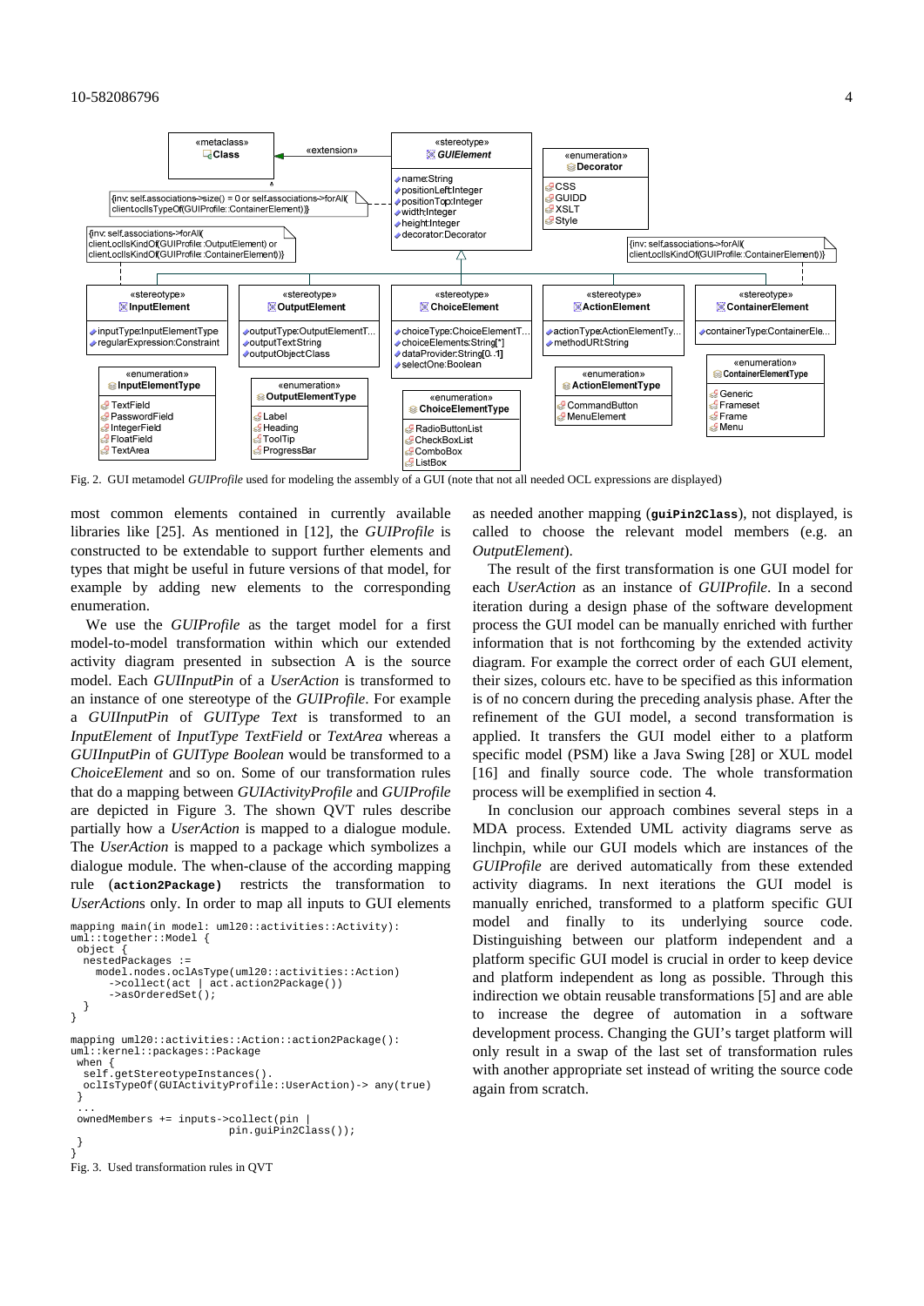Fig. 2. GUI metamodel *GUIProfile* used for modeling the assembly of a GUI (note that not all needed OCL expressions are displayed)

most common elements contained in currently available libraries like [25]. As mentioned in [12], the *GUIProfile* is constructed to be extendable to support further elements and types that might be useful in future versions of that model, for example by adding new elements to the corresponding enumeration.

We use the *GUIProfile* as the target model for a first model-to-model transformation within which our extended activity diagram presented in subsection A is the source model. Each *GUIInputPin* of a *UserAction* is transformed to an instance of one stereotype of the *GUIProfile*. For example a *GUIInputPin* of *GUIType Text* is transformed to an *InputElement* of *InputType TextField* or *TextArea* whereas a *GUIInputPin* of *GUIType Boolean* would be transformed to a *ChoiceElement* and so on. Some of our transformation rules that do a mapping between *GUIActivityProfile* and *GUIProfile* are depicted in Figure 3. The shown QVT rules describe partially how a *UserAction* is mapped to a dialogue module. The *UserAction* is mapped to a package which symbolizes a dialogue module. The when-clause of the according mapping rule (**action2Package)** restricts the transformation to *UserAction*s only. In order to map all inputs to GUI elements

```
mapping main(in model: uml20::activities::Activity):
uml::together::Model {
 object {
  nestedPackages :=
    model.nodes.oclAsType(uml20::activities::Action)
      ->collect(act | act.action2Package())
      ->asOrderedSet();
  }
}

mapping uml20::activities::Action::action2Package():
uml::kernel::packages::Package
 when {
  self.getStereotypeInstances().
  oclIsTypeOf(GUIActivityProfile::UserAction)-> any(true)
 }
 ...
 ownedMembers += inputs->collect(pin |
                        pin.guiPin2Class());
 }
}
```

Fig. 3. Used transformation rules in QVT

as needed another mapping (**guiPin2Class**), not displayed, is called to choose the relevant model members (e.g. an *OutputElement*).

The result of the first transformation is one GUI model for each *UserAction* as an instance of *GUIProfile*. In a second iteration during a design phase of the software development process the GUI model can be manually enriched with further information that is not forthcoming by the extended activity diagram. For example the correct order of each GUI element, their sizes, colours etc. have to be specified as this information is of no concern during the preceding analysis phase. After the refinement of the GUI model, a second transformation is applied. It transfers the GUI model either to a platform specific model (PSM) like a Java Swing [28] or XUL model [16] and finally source code. The whole transformation process will be exemplified in section 4.

In conclusion our approach combines several steps in a MDA process. Extended UML activity diagrams serve as linchpin, while our GUI models which are instances of the *GUIProfile* are derived automatically from these extended activity diagrams. In next iterations the GUI model is manually enriched, transformed to a platform specific GUI model and finally to its underlying source code. Distinguishing between our platform independent and a platform specific GUI model is crucial in order to keep device and platform independent as long as possible. Through this indirection we obtain reusable transformations [5] and are able to increase the degree of automation in a software development process. Changing the GUI's target platform will only result in a swap of the last set of transformation rules with another appropriate set instead of writing the source code again from scratch.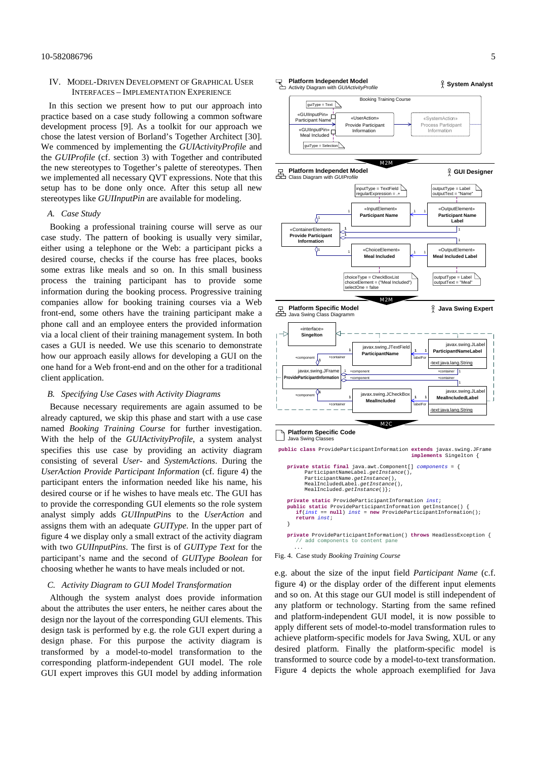## IV. Model-Driven Development of Graphical User Interfaces – Implementation Experience

In this section we present how to put our approach into practice based on a case study following a common software development process [9]. As a toolkit for our approach we chose the latest version of Borland's Together Architect [30]. We commenced by implementing the *GUIActivityProfile* and the *GUIProfile* (cf. section 3) with Together and contributed the new stereotypes to Together's palette of stereotypes. Then we implemented all necessary QVT expressions. Note that this setup has to be done only once. After this setup all new stereotypes like *GUIInputPin* are available for modeling.

### A. Case Study

Booking a professional training course will serve as our case study. The pattern of booking is usually very similar, either using a telephone or the Web: a participant picks a desired course, checks if the course has free places, books some extras like meals and so on. In this small business process the training participant has to provide some information during the booking process. Progressive training companies allow for booking training courses via a Web front-end, some others have the training participant make a phone call and an employee enters the provided information via a local client of their training management system. In both cases a GUI is needed. We use this scenario to demonstrate how our approach easily allows for developing a GUI on the one hand for a Web front-end and on the other for a traditional client application.

### B. Specifying Use Cases with Activity Diagrams

Because necessary requirements are again assumed to be already captured, we skip this phase and start with a use case named *Booking Training Course* for further investigation. With the help of the *GUIActivityProfile*, a system analyst specifies this use case by providing an activity diagram consisting of several *User*- and *SystemActions*. During the *UserAction Provide Participant Information* (cf. figure 4) the participant enters the information needed like his name, his desired course or if he wishes to have meals etc. The GUI has to provide the corresponding GUI elements so the role system analyst simply adds *GUIInputPins* to the *UserAction* and assigns them with an adequate *GUIType*. In the upper part of figure 4 we display only a small extract of the activity diagram with two *GUIInputPins*. The first is of *GUIType Text* for the participant's name and the second of *GUIType Boolean* for choosing whether he wants to have meals included or not.

### C. Activity Diagram to GUI Model Transformation

Although the system analyst does provide information about the attributes the user enters, he neither cares about the design nor the layout of the corresponding GUI elements. This design task is performed by e.g. the role GUI expert during a design phase. For this purpose the activity diagram is transformed by a model-to-model transformation to the corresponding platform-independent GUI model. The role GUI expert improves this GUI model by adding information

**Platform Independent Model** — Activity Diagram with *GUIActivityProfile* — System Analyst

Booking Training Course

- guiType = Text
- «GUIInputPin» Participant Name
- «UserAction» Provide Participant Information
- «SystemAction» Process Participant Information
- «GUIInputPin» Meal Included
- guiType = Selection

M2M

**Platform Independent Model** — Class Diagram with *GUIProfile* — GUI Designer

- inputType = TextField, regularExpression = .+
- outputType = Label, outputText = "Name"
- «InputElement» Participant Name
- «OutputElement» Participant Name Label
- «ContainerElement» Provide Participant Information
- «ChoiceElement» Meal Included
- «OutputElement» Meal Included Label
- choiceType = CheckBoxList, choiceElement = ("Meal Included"), selectOne = false
- outputType = Label, outputText = "Meal"

M2M

**Platform Specific Model** — Java Swing Class Diagramm — Java Swing Expert

- «interface» Singelton
- javax.swing.JTextField ParticipantName
- javax.swing.JLabel ParticipantNameLabel (-text:java.lang.String)
- javax.swing.JFrame ProvideParticipantInformation
- javax.swing.JCheckBox MealIncluded
- javax.swing.JLabel MealIncludedLabel (-text:java.lang.String)

M2C

**Platform Specific Code** — Java Swing Classes

```
public class ProvideParticipantInformation extends javax.swing.JFrame
                                        implements Singelton {

   private static final java.awt.Component[] components = {
         ParticipantNameLabel.getInstance(),
         ParticipantName.getInstance(),
         MealIncludedLabel.getInstance(),
         MealIncluded.getInstance()};

   private static ProvideParticipantInformation inst;
   public static ProvideParticipantInformation getInstance() {
      if(inst == null) inst = new ProvideParticipantInformation();
      return inst;
   }

   private ProvideParticipantInformation() throws HeadlessException {
      // add components to content pane
      ...
```

Fig. 4. Case study *Booking Training Course*

e.g. about the size of the input field *Participant Name* (c.f. figure 4) or the display order of the different input elements and so on. At this stage our GUI model is still independent of any platform or technology. Starting from the same refined and platform-independent GUI model, it is now possible to apply different sets of model-to-model transformation rules to achieve platform-specific models for Java Swing, XUL or any desired platform. Finally the platform-specific model is transformed to source code by a model-to-text transformation. Figure 4 depicts the whole approach exemplified for Java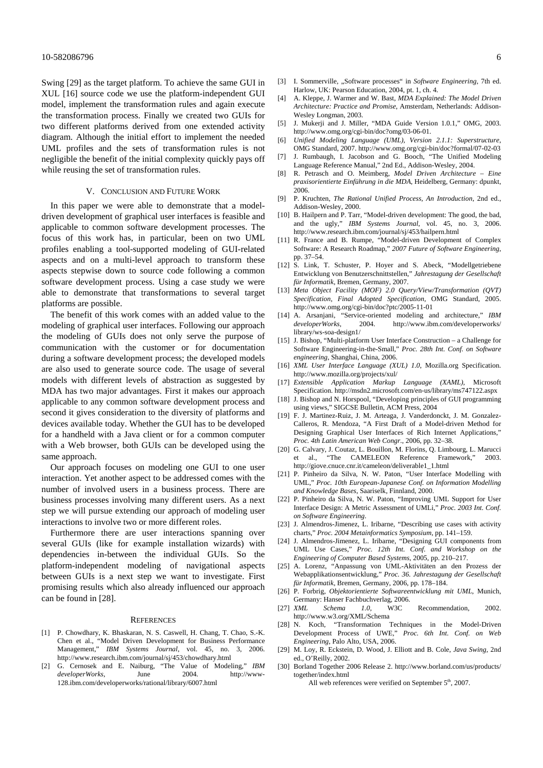Swing [29] as the target platform. To achieve the same GUI in XUL [16] source code we use the platform-independent GUI model, implement the transformation rules and again execute the transformation process. Finally we created two GUIs for two different platforms derived from one extended activity diagram. Although the initial effort to implement the needed UML profiles and the sets of transformation rules is not negligible the benefit of the initial complexity quickly pays off while reusing the set of transformation rules.

## V. Conclusion and Future Work

In this paper we were able to demonstrate that a model-driven development of graphical user interfaces is feasible and applicable to common software development processes. The focus of this work has, in particular, been on two UML profiles enabling a tool-supported modeling of GUI-related aspects and on a multi-level approach to transform these aspects stepwise down to source code following a common software development process. Using a case study we were able to demonstrate that transformations to several target platforms are possible.

The benefit of this work comes with an added value to the modeling of graphical user interfaces. Following our approach the modeling of GUIs does not only serve the purpose of communication with the customer or for documentation during a software development process; the developed models are also used to generate source code. The usage of several models with different levels of abstraction as suggested by MDA has two major advantages. First it makes our approach applicable to any common software development process and second it gives consideration to the diversity of platforms and devices available today. Whether the GUI has to be developed for a handheld with a Java client or for a common computer with a Web browser, both GUIs can be developed using the same approach.

Our approach focuses on modeling one GUI to one user interaction. Yet another aspect to be addressed comes with the number of involved users in a business process. There are business processes involving many different users. As a next step we will pursue extending our approach of modeling user interactions to involve two or more different roles.

Furthermore there are user interactions spanning over several GUIs (like for example installation wizards) with dependencies in-between the individual GUIs. So the platform-independent modeling of navigational aspects between GUIs is a next step we want to investigate. First promising results which also already influenced our approach can be found in [28].

## References

[1] P. Chowdhary, K. Bhaskaran, N. S. Caswell, H. Chang, T. Chao, S.-K. Chen et al., "Model Driven Development for Business Performance Management," *IBM Systems Journal*, vol. 45, no. 3, 2006. http://www.research.ibm.com/journal/sj/453/chowdhary.html

[2] G. Cernosek and E. Naiburg, "The Value of Modeling," *IBM developerWorks*, June 2004. http://www-128.ibm.com/developerworks/rational/library/6007.html

[3] I. Sommerville, „Software processes" in *Software Engineering*, 7th ed. Harlow, UK: Pearson Education, 2004, pt. 1, ch. 4.

[4] A. Kleppe, J. Warmer and W. Bast, *MDA Explained: The Model Driven Architecture: Practice and Promise*, Amsterdam, Netherlands: Addison-Wesley Longman, 2003.

[5] J. Mukerji and J. Miller, "MDA Guide Version 1.0.1," OMG, 2003. http://www.omg.org/cgi-bin/doc?omg/03-06-01.

[6] *Unified Modeling Language (UML), Version 2.1.1: Superstructure*, OMG Standard, 2007. http://www.omg.org/cgi-bin/doc?formal/07-02-03

[7] J. Rumbaugh, I. Jacobson and G. Booch, "The Unified Modeling Language Reference Manual," 2nd Ed., Addison-Wesley, 2004.

[8] R. Petrasch and O. Meimberg, *Model Driven Architecture – Eine praxisorientierte Einführung in die MDA*, Heidelberg, Germany: dpunkt, 2006.

[9] P. Kruchten, *The Rational Unified Process, An Introduction*, 2nd ed., Addison-Wesley, 2000.

[10] B. Hailpern and P. Tarr, "Model-driven development: The good, the bad, and the ugly," *IBM Systems Journal*, vol. 45, no. 3, 2006. http://www.research.ibm.com/journal/sj/453/hailpern.html

[11] R. France and B. Rumpe, "Model-driven Development of Complex Software: A Research Roadmap," *2007 Future of Software Engineering*, pp. 37–54.

[12] S. Link, T. Schuster, P. Hoyer and S. Abeck, "Modellgetriebene Entwicklung von Benutzerschnittstellen," *Jahrestagung der Gesellschaft für Informatik*, Bremen, Germany, 2007.

[13] *Meta Object Facility (MOF) 2.0 Query/View/Transformation (QVT) Specification, Final Adopted Specification*, OMG Standard, 2005. http://www.omg.org/cgi-bin/doc?ptc/2005-11-01

[14] A. Arsanjani, "Service-oriented modeling and architecture," *IBM developerWorks*, 2004. http://www.ibm.com/developerworks/library/ws-soa-design1/

[15] J. Bishop, "Multi-platform User Interface Construction – a Challenge for Software Engineering-in-the-Small," *Proc. 28th Int. Conf. on Software engineering*, Shanghai, China, 2006.

[16] *XML User Interface Language (XUL) 1.0*, Mozilla.org Specification. http://www.mozilla.org/projects/xul/

[17] *Extensible Application Markup Language (XAML)*, Microsoft Specification. http://msdn2.microsoft.com/en-us/library/ms747122.aspx

[18] J. Bishop and N. Horspool, "Developing principles of GUI programming using views," SIGCSE Bulletin, ACM Press, 2004

[19] F. J. Martinez-Ruiz, J. M. Arteaga, J. Vanderdonckt, J. M. Gonzalez-Calleros, R. Mendoza, "A First Draft of a Model-driven Method for Designing Graphical User Interfaces of Rich Internet Applications," *Proc. 4th Latin American Web Congr.*, 2006, pp. 32–38.

[20] G. Calvary, J. Coutaz, L. Bouillon, M. Florins, Q. Limbourg, L. Marucci et al., "The CAMELEON Reference Framework," 2003. http://giove.cnuce.cnr.it/cameleon/deliverable1_1.html

[21] P. Pinheiro da Silva, N. W. Paton, "User Interface Modelling with UML," *Proc. 10th European-Japanese Conf. on Information Modelling and Knowledge Bases*, Saariselk, Finnland, 2000.

[22] P. Pinheiro da Silva, N. W. Paton, "Improving UML Support for User Interface Design: A Metric Assessment of UMLi," *Proc. 2003 Int. Conf. on Software Engineering*.

[23] J. Almendros-Jimenez, L. Iribarne, "Describing use cases with activity charts," *Proc. 2004 Metainformatics Symposium*, pp. 141–159.

[24] J. Almendros-Jimenez, L. Iribarne, "Designing GUI components from UML Use Cases," *Proc. 12th Int. Conf. and Workshop on the Engineering of Computer Based Systems*, 2005, pp. 210–217.

[25] A. Lorenz, "Anpassung von UML-Aktivitäten an den Prozess der Webapplikationsentwicklung," *Proc. 36. Jahrestagung der Gesellschaft für Informatik*, Bremen, Germany, 2006, pp. 178–184.

[26] P. Forbrig, *Objektorientierte Softwareentwicklung mit UML*, Munich, Germany: Hanser Fachbuchverlag, 2006.

[27] *XML Schema 1.0*, W3C Recommendation, 2002. http://www.w3.org/XML/Schema

[28] N. Koch, "Transformation Techniques in the Model-Driven Development Process of UWE," *Proc. 6th Int. Conf. on Web Engineering*, Palo Alto, USA, 2006.

[29] M. Loy, R. Eckstein, D. Wood, J. Elliott and B. Cole, *Java Swing*, 2nd ed., O'Reilly, 2002.

[30] Borland Together 2006 Release 2. http://www.borland.com/us/products/together/index.html

All web references were verified on September 5th, 2007.